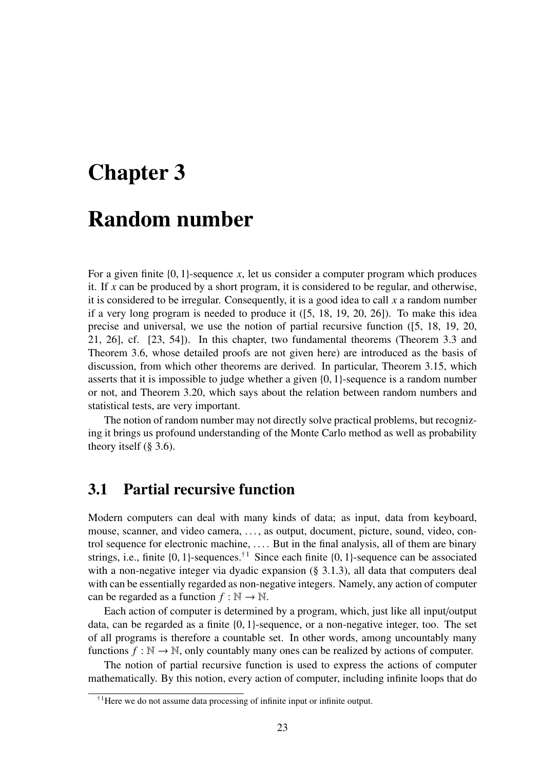# Chapter 3

# Random number

For a given finite $\{0,1\}$-sequence $x$, let us consider a computer program which produces it. If $x$ can be produced by a short program, it is considered to be regular, and otherwise, it is considered to be irregular. Consequently, it is a good idea to call $x$ a random number if a very long program is needed to produce it ([5, 18, 19, 20, 26]). To make this idea precise and universal, we use the notion of partial recursive function ([5, 18, 19, 20, 21, 26], cf. [23, 54]). In this chapter, two fundamental theorems (Theorem 3.3 and Theorem 3.6, whose detailed proofs are not given here) are introduced as the basis of discussion, from which other theorems are derived. In particular, Theorem 3.15, which asserts that it is impossible to judge whether a given $\{0,1\}$-sequence is a random number or not, and Theorem 3.20, which says about the relation between random numbers and statistical tests, are very important.

The notion of random number may not directly solve practical problems, but recognizing it brings us profound understanding of the Monte Carlo method as well as probability theory itself (§ 3.6).

## 3.1 Partial recursive function

Modern computers can deal with many kinds of data; as input, data from keyboard, mouse, scanner, and video camera, ..., as output, document, picture, sound, video, control sequence for electronic machine, .... But in the final analysis, all of them are binary strings, i.e., finite $\{0,1\}$-sequences.[†1] Since each finite $\{0,1\}$-sequence can be associated with a non-negative integer via dyadic expansion (§ 3.1.3), all data that computers deal with can be essentially regarded as non-negative integers. Namely, any action of computer can be regarded as a function $f : \mathbb{N} \to \mathbb{N}$.

Each action of computer is determined by a program, which, just like all input/output data, can be regarded as a finite $\{0,1\}$-sequence, or a non-negative integer, too. The set of all programs is therefore a countable set. In other words, among uncountably many functions $f : \mathbb{N} \to \mathbb{N}$, only countably many ones can be realized by actions of computer.

The notion of partial recursive function is used to express the actions of computer mathematically. By this notion, every action of computer, including infinite loops that do

[†1] Here we do not assume data processing of infinite input or infinite output.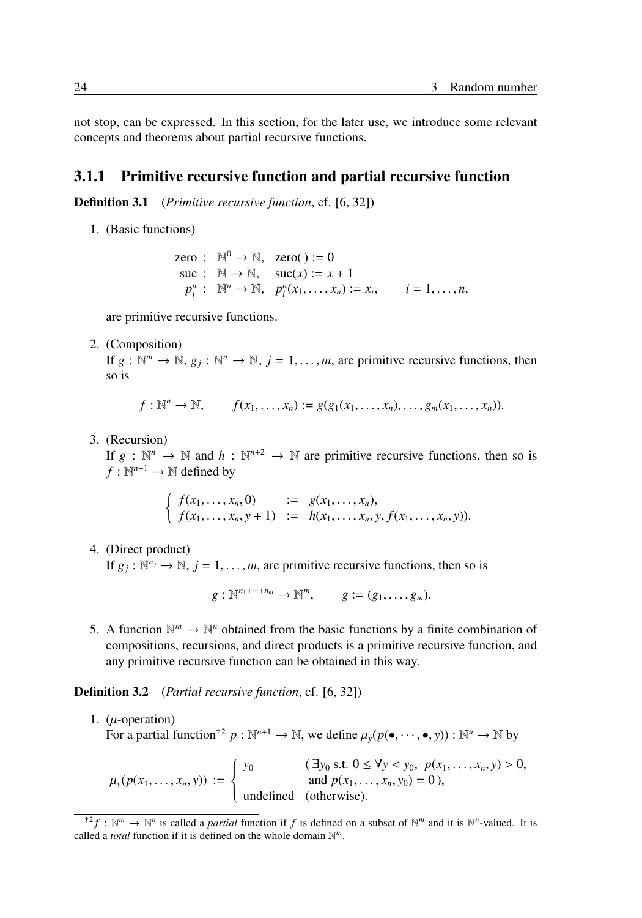not stop, can be expressed. In this section, for the later use, we introduce some relevant concepts and theorems about partial recursive functions.

### 3.1.1 Primitive recursive function and partial recursive function

**Definition 3.1** (*Primitive recursive function*, cf. [6, 32])

1. (Basic functions)

$$\begin{array}{rll} \text{zero} : & \mathbb{N}^0 \to \mathbb{N}, & \text{zero}(\,) := 0 \\ \text{suc} : & \mathbb{N} \to \mathbb{N}, & \text{suc}(x) := x + 1 \\ p_i^n : & \mathbb{N}^n \to \mathbb{N}, & p_i^n(x_1, \ldots, x_n) := x_i, \qquad i = 1, \ldots, n, \end{array}$$

are primitive recursive functions.

2. (Composition)
If $g : \mathbb{N}^m \to \mathbb{N}$, $g_j : \mathbb{N}^n \to \mathbb{N}$, $j = 1, \ldots, m$, are primitive recursive functions, then so is

$$f : \mathbb{N}^n \to \mathbb{N}, \qquad f(x_1, \ldots, x_n) := g(g_1(x_1, \ldots, x_n), \ldots, g_m(x_1, \ldots, x_n)).$$

3. (Recursion)
If $g : \mathbb{N}^n \to \mathbb{N}$ and $h : \mathbb{N}^{n+2} \to \mathbb{N}$ are primitive recursive functions, then so is $f : \mathbb{N}^{n+1} \to \mathbb{N}$ defined by

$$\begin{cases} f(x_1, \ldots, x_n, 0) & := \; g(x_1, \ldots, x_n), \\ f(x_1, \ldots, x_n, y + 1) & := \; h(x_1, \ldots, x_n, y, f(x_1, \ldots, x_n, y)). \end{cases}$$

4. (Direct product)
If $g_j : \mathbb{N}^{n_j} \to \mathbb{N}$, $j = 1, \ldots, m$, are primitive recursive functions, then so is

$$g : \mathbb{N}^{n_1 + \cdots + n_m} \to \mathbb{N}^m, \qquad g := (g_1, \ldots, g_m).$$

5. A function $\mathbb{N}^m \to \mathbb{N}^n$ obtained from the basic functions by a finite combination of compositions, recursions, and direct products is a primitive recursive function, and any primitive recursive function can be obtained in this way.

**Definition 3.2** (*Partial recursive function*, cf. [6, 32])

1. ($\mu$-operation)
For a partial function[†2] $p : \mathbb{N}^{n+1} \to \mathbb{N}$, we define $\mu_y(p(\bullet, \cdots, \bullet, y)) : \mathbb{N}^n \to \mathbb{N}$ by

$$\mu_y(p(x_1, \ldots, x_n, y)) := \begin{cases} y_0 & (\,\exists y_0 \text{ s.t. } 0 \le \forall y < y_0,\; p(x_1, \ldots, x_n, y) > 0, \\ & \;\text{and } p(x_1, \ldots, x_n, y_0) = 0\,), \\ \text{undefined} & (\text{otherwise}). \end{cases}$$

[†2] $f : \mathbb{N}^m \to \mathbb{N}^n$ is called a *partial* function if $f$ is defined on a subset of $\mathbb{N}^m$ and it is $\mathbb{N}^n$-valued. It is called a *total* function if it is defined on the whole domain $\mathbb{N}^m$.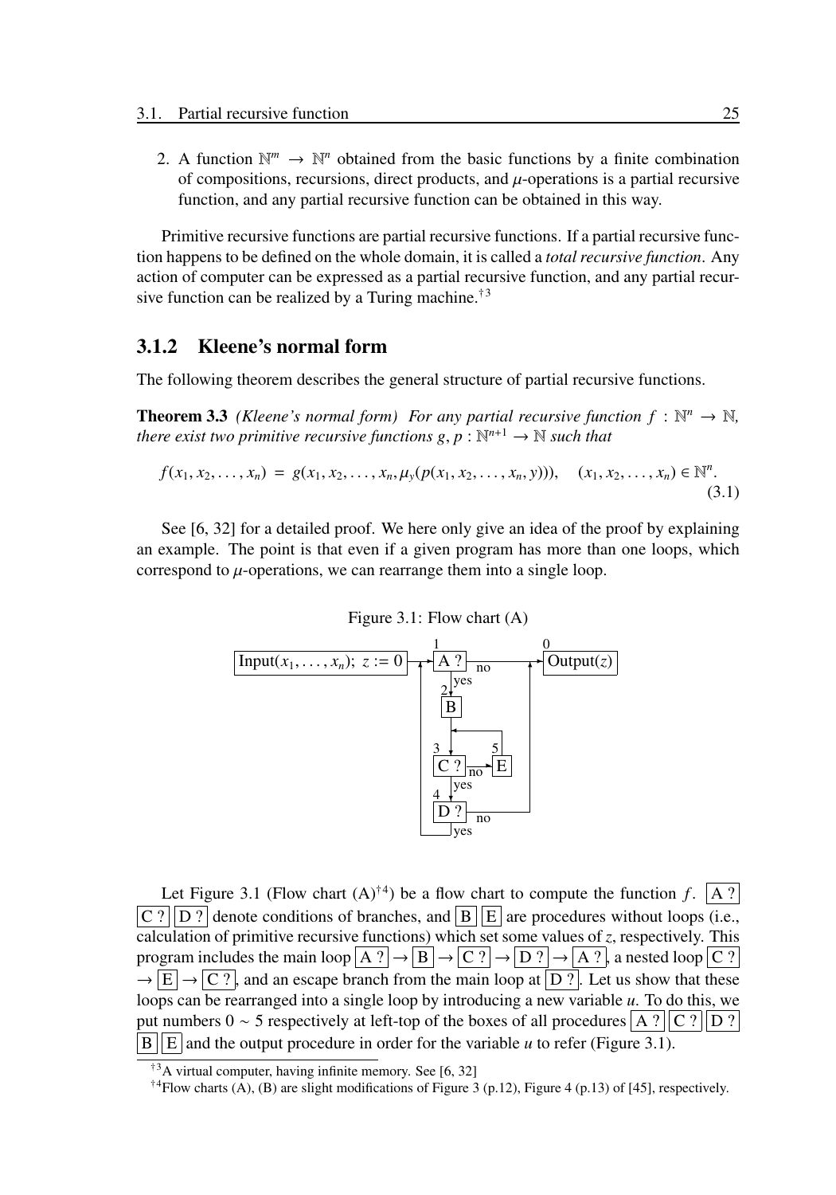2. A function $\mathbb{N}^m \to \mathbb{N}^n$ obtained from the basic functions by a finite combination of compositions, recursions, direct products, and $\mu$-operations is a partial recursive function, and any partial recursive function can be obtained in this way.

Primitive recursive functions are partial recursive functions. If a partial recursive function happens to be defined on the whole domain, it is called a *total recursive function*. Any action of computer can be expressed as a partial recursive function, and any partial recursive function can be realized by a Turing machine.[†3]

### 3.1.2 Kleene's normal form

The following theorem describes the general structure of partial recursive functions.

**Theorem 3.3** *(Kleene's normal form) For any partial recursive function $f : \mathbb{N}^n \to \mathbb{N}$, there exist two primitive recursive functions $g, p : \mathbb{N}^{n+1} \to \mathbb{N}$ such that*

$$f(x_1, x_2, \ldots, x_n) = g(x_1, x_2, \ldots, x_n, \mu_y(p(x_1, x_2, \ldots, x_n, y))), \quad (x_1, x_2, \ldots, x_n) \in \mathbb{N}^n. \tag{3.1}$$

See [6, 32] for a detailed proof. We here only give an idea of the proof by explaining an example. The point is that even if a given program has more than one loops, which correspond to $\mu$-operations, we can rearrange them into a single loop.

Figure 3.1: Flow chart (A)

Let Figure 3.1 (Flow chart (A)[†4]) be a flow chart to compute the function $f$. A ? C ? D ? denote conditions of branches, and B E are procedures without loops (i.e., calculation of primitive recursive functions) which set some values of $z$, respectively. This program includes the main loop A ? → B → C ? → D ? → A ?, a nested loop C ? → E → C ?, and an escape branch from the main loop at D ?. Let us show that these loops can be rearranged into a single loop by introducing a new variable $u$. To do this, we put numbers $0 \sim 5$ respectively at left-top of the boxes of all procedures A ? C ? D ? B E and the output procedure in order for the variable $u$ to refer (Figure 3.1).

[†3] A virtual computer, having infinite memory. See [6, 32]

[†4] Flow charts (A), (B) are slight modifications of Figure 3 (p.12), Figure 4 (p.13) of [45], respectively.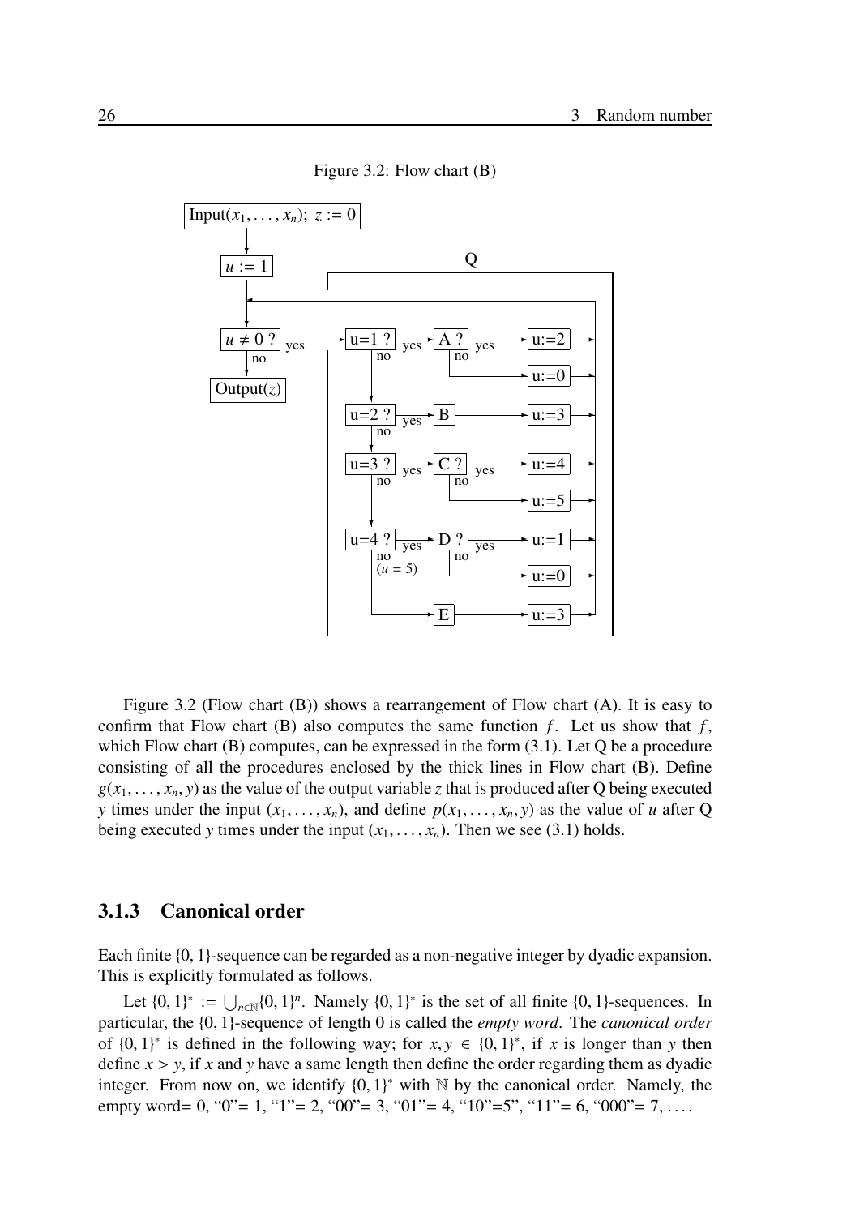Figure 3.2: Flow chart (B)

Figure 3.2 (Flow chart (B)) shows a rearrangement of Flow chart (A). It is easy to confirm that Flow chart (B) also computes the same function $f$. Let us show that $f$, which Flow chart (B) computes, can be expressed in the form (3.1). Let Q be a procedure consisting of all the procedures enclosed by the thick lines in Flow chart (B). Define $g(x_1, \ldots, x_n, y)$ as the value of the output variable $z$ that is produced after Q being executed $y$ times under the input $(x_1, \ldots, x_n)$, and define $p(x_1, \ldots, x_n, y)$ as the value of $u$ after Q being executed $y$ times under the input $(x_1, \ldots, x_n)$. Then we see (3.1) holds.

### 3.1.3 Canonical order

Each finite $\{0, 1\}$-sequence can be regarded as a non-negative integer by dyadic expansion. This is explicitly formulated as follows.

Let $\{0, 1\}^* := \bigcup_{n \in \mathbb{N}} \{0, 1\}^n$. Namely $\{0, 1\}^*$ is the set of all finite $\{0, 1\}$-sequences. In particular, the $\{0, 1\}$-sequence of length 0 is called the *empty word*. The *canonical order* of $\{0, 1\}^*$ is defined in the following way; for $x, y \in \{0, 1\}^*$, if $x$ is longer than $y$ then define $x > y$, if $x$ and $y$ have a same length then define the order regarding them as dyadic integer. From now on, we identify $\{0, 1\}^*$ with $\mathbb{N}$ by the canonical order. Namely, the empty word= 0, "0"= 1, "1"= 2, "00"= 3, "01"= 4, "10"=5", "11"= 6, "000"= 7, ....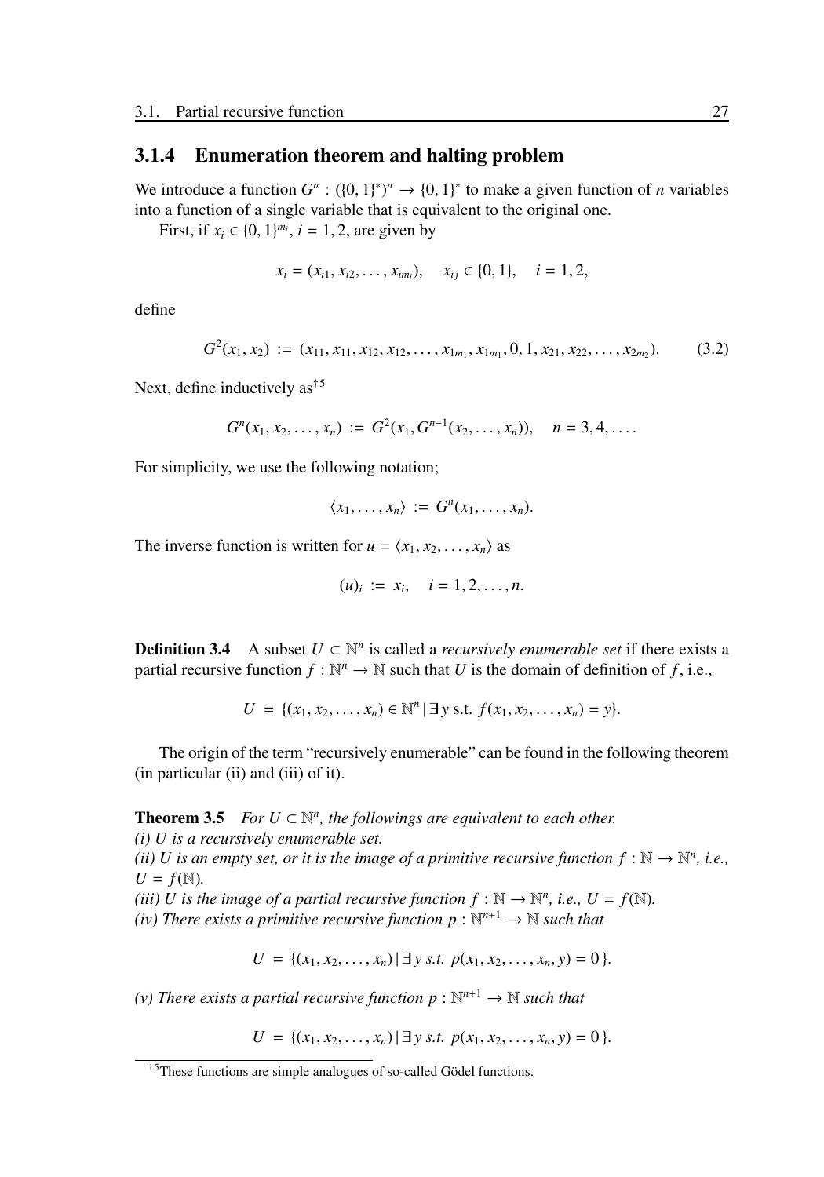### 3.1.4 Enumeration theorem and halting problem

We introduce a function $G^n : (\{0,1\}^*)^n \to \{0,1\}^*$ to make a given function of $n$ variables into a function of a single variable that is equivalent to the original one.

First, if $x_i \in \{0,1\}^{m_i}$, $i = 1, 2$, are given by

$$x_i = (x_{i1}, x_{i2}, \ldots, x_{im_i}), \quad x_{ij} \in \{0,1\}, \quad i = 1, 2,$$

define

$$G^2(x_1, x_2) := (x_{11}, x_{11}, x_{12}, x_{12}, \ldots, x_{1m_1}, x_{1m_1}, 0, 1, x_{21}, x_{22}, \ldots, x_{2m_2}). \tag{3.2}$$

Next, define inductively as[†5]

$$G^n(x_1, x_2, \ldots, x_n) := G^2(x_1, G^{n-1}(x_2, \ldots, x_n)), \quad n = 3, 4, \ldots.$$

For simplicity, we use the following notation;

$$\langle x_1, \ldots, x_n \rangle := G^n(x_1, \ldots, x_n).$$

The inverse function is written for $u = \langle x_1, x_2, \ldots, x_n \rangle$ as

$$(u)_i := x_i, \quad i = 1, 2, \ldots, n.$$

**Definition 3.4** A subset $U \subset \mathbb{N}^n$ is called a *recursively enumerable set* if there exists a partial recursive function $f : \mathbb{N}^n \to \mathbb{N}$ such that $U$ is the domain of definition of $f$, i.e.,

$$U = \{(x_1, x_2, \ldots, x_n) \in \mathbb{N}^n \mid \exists\, y \text{ s.t. } f(x_1, x_2, \ldots, x_n) = y\}.$$

The origin of the term "recursively enumerable" can be found in the following theorem (in particular (ii) and (iii) of it).

**Theorem 3.5** *For $U \subset \mathbb{N}^n$, the followings are equivalent to each other.*
*(i) $U$ is a recursively enumerable set.*
*(ii) $U$ is an empty set, or it is the image of a primitive recursive function $f : \mathbb{N} \to \mathbb{N}^n$, i.e., $U = f(\mathbb{N})$.*
*(iii) $U$ is the image of a partial recursive function $f : \mathbb{N} \to \mathbb{N}^n$, i.e., $U = f(\mathbb{N})$.*
*(iv) There exists a primitive recursive function $p : \mathbb{N}^{n+1} \to \mathbb{N}$ such that*

$$U = \{(x_1, x_2, \ldots, x_n) \mid \exists\, y \text{ s.t. } p(x_1, x_2, \ldots, x_n, y) = 0\}.$$

*(v) There exists a partial recursive function $p : \mathbb{N}^{n+1} \to \mathbb{N}$ such that*

$$U = \{(x_1, x_2, \ldots, x_n) \mid \exists\, y \text{ s.t. } p(x_1, x_2, \ldots, x_n, y) = 0\}.$$

---

[†5] These functions are simple analogues of so-called Gödel functions.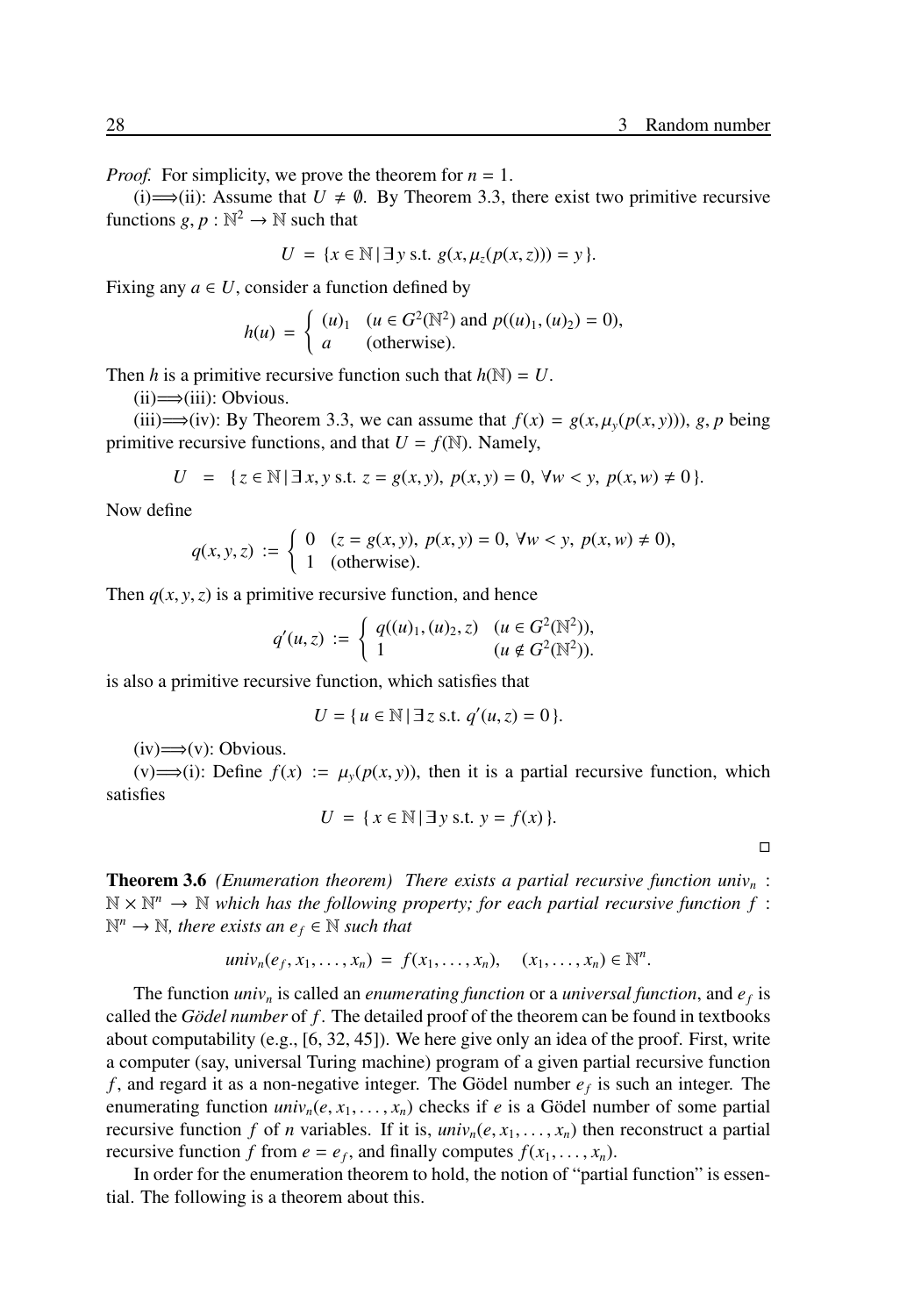*Proof.* For simplicity, we prove the theorem for $n = 1$.

(i)$\Longrightarrow$(ii): Assume that $U \neq \emptyset$. By Theorem 3.3, there exist two primitive recursive functions $g, p : \mathbb{N}^2 \to \mathbb{N}$ such that

$$U = \{x \in \mathbb{N} \mid \exists\, y \text{ s.t. } g(x, \mu_z(p(x,z))) = y\}.$$

Fixing any $a \in U$, consider a function defined by

$$h(u) = \begin{cases} (u)_1 & (u \in G^2(\mathbb{N}^2) \text{ and } p((u)_1, (u)_2) = 0), \\ a & (\text{otherwise}). \end{cases}$$

Then $h$ is a primitive recursive function such that $h(\mathbb{N}) = U$.

(ii)$\Longrightarrow$(iii): Obvious.

(iii)$\Longrightarrow$(iv): By Theorem 3.3, we can assume that $f(x) = g(x, \mu_y(p(x,y)))$, $g, p$ being primitive recursive functions, and that $U = f(\mathbb{N})$. Namely,

$$U \;=\; \{z \in \mathbb{N} \mid \exists\, x, y \text{ s.t. } z = g(x,y),\ p(x,y) = 0,\ \forall w < y,\ p(x,w) \neq 0\}.$$

Now define

$$q(x,y,z) := \begin{cases} 0 & (z = g(x,y),\ p(x,y) = 0,\ \forall w < y,\ p(x,w) \neq 0), \\ 1 & (\text{otherwise}). \end{cases}$$

Then $q(x,y,z)$ is a primitive recursive function, and hence

$$q'(u,z) := \begin{cases} q((u)_1, (u)_2, z) & (u \in G^2(\mathbb{N}^2)), \\ 1 & (u \notin G^2(\mathbb{N}^2)). \end{cases}$$

is also a primitive recursive function, which satisfies that

$$U = \{u \in \mathbb{N} \mid \exists\, z \text{ s.t. } q'(u,z) = 0\}.$$

(iv)$\Longrightarrow$(v): Obvious.

(v)$\Longrightarrow$(i): Define $f(x) := \mu_y(p(x,y))$, then it is a partial recursive function, which satisfies

$$U = \{x \in \mathbb{N} \mid \exists\, y \text{ s.t. } y = f(x)\}.$$

□

**Theorem 3.6** *(Enumeration theorem) There exists a partial recursive function $univ_n : \mathbb{N} \times \mathbb{N}^n \to \mathbb{N}$ which has the following property; for each partial recursive function $f : \mathbb{N}^n \to \mathbb{N}$, there exists an $e_f \in \mathbb{N}$ such that*

$$univ_n(e_f, x_1, \ldots, x_n) = f(x_1, \ldots, x_n), \quad (x_1, \ldots, x_n) \in \mathbb{N}^n.$$

The function $univ_n$ is called an *enumerating function* or a *universal function*, and $e_f$ is called the *Gödel number* of $f$. The detailed proof of the theorem can be found in textbooks about computability (e.g., [6, 32, 45]). We here give only an idea of the proof. First, write a computer (say, universal Turing machine) program of a given partial recursive function $f$, and regard it as a non-negative integer. The Gödel number $e_f$ is such an integer. The enumerating function $univ_n(e, x_1, \ldots, x_n)$ checks if $e$ is a Gödel number of some partial recursive function $f$ of $n$ variables. If it is, $univ_n(e, x_1, \ldots, x_n)$ then reconstruct a partial recursive function $f$ from $e = e_f$, and finally computes $f(x_1, \ldots, x_n)$.

In order for the enumeration theorem to hold, the notion of "partial function" is essential. The following is a theorem about this.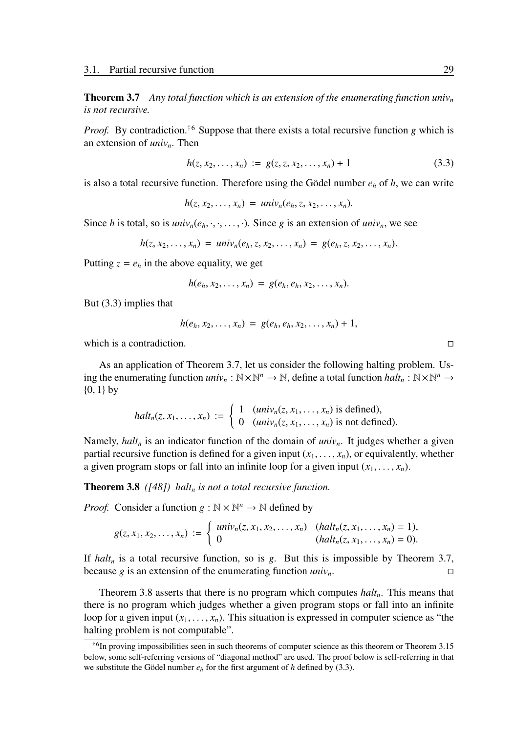**Theorem 3.7** *Any total function which is an extension of the enumerating function $univ_n$ is not recursive.*

*Proof.* By contradiction.[†6] Suppose that there exists a total recursive function $g$ which is an extension of $univ_n$. Then

$$h(z, x_2, \dots, x_n) \;:=\; g(z, z, x_2, \dots, x_n) + 1 \tag{3.3}$$

is also a total recursive function. Therefore using the Gödel number $e_h$ of $h$, we can write

$$h(z, x_2, \dots, x_n) \;=\; univ_n(e_h, z, x_2, \dots, x_n).$$

Since $h$ is total, so is $univ_n(e_h, \cdot, \cdot, \dots, \cdot)$. Since $g$ is an extension of $univ_n$, we see

$$h(z, x_2, \dots, x_n) \;=\; univ_n(e_h, z, x_2, \dots, x_n) \;=\; g(e_h, z, x_2, \dots, x_n).$$

Putting $z = e_h$ in the above equality, we get

$$h(e_h, x_2, \dots, x_n) \;=\; g(e_h, e_h, x_2, \dots, x_n).$$

But (3.3) implies that

$$h(e_h, x_2, \dots, x_n) \;=\; g(e_h, e_h, x_2, \dots, x_n) + 1,$$

which is a contradiction. □

As an application of Theorem 3.7, let us consider the following halting problem. Using the enumerating function $univ_n : \mathbb{N} \times \mathbb{N}^n \to \mathbb{N}$, define a total function $halt_n : \mathbb{N} \times \mathbb{N}^n \to \{0, 1\}$ by

$$halt_n(z, x_1, \dots, x_n) \;:=\; \begin{cases} 1 & (univ_n(z, x_1, \dots, x_n) \text{ is defined}), \\ 0 & (univ_n(z, x_1, \dots, x_n) \text{ is not defined}). \end{cases}$$

Namely, $halt_n$ is an indicator function of the domain of $univ_n$. It judges whether a given partial recursive function is defined for a given input $(x_1, \dots, x_n)$, or equivalently, whether a given program stops or fall into an infinite loop for a given input $(x_1, \dots, x_n)$.

**Theorem 3.8** *([48]) $halt_n$ is not a total recursive function.*

*Proof.* Consider a function $g : \mathbb{N} \times \mathbb{N}^n \to \mathbb{N}$ defined by

$$g(z, x_1, x_2, \dots, x_n) \;:=\; \begin{cases} univ_n(z, x_1, x_2, \dots, x_n) & (halt_n(z, x_1, \dots, x_n) = 1), \\ 0 & (halt_n(z, x_1, \dots, x_n) = 0). \end{cases}$$

If $halt_n$ is a total recursive function, so is $g$. But this is impossible by Theorem 3.7, because $g$ is an extension of the enumerating function $univ_n$. □

Theorem 3.8 asserts that there is no program which computes $halt_n$. This means that there is no program which judges whether a given program stops or fall into an infinite loop for a given input $(x_1, \dots, x_n)$. This situation is expressed in computer science as "the halting problem is not computable".

---

[†6] In proving impossibilities seen in such theorems of computer science as this theorem or Theorem 3.15 below, some self-referring versions of "diagonal method" are used. The proof below is self-referring in that we substitute the Gödel number $e_h$ for the first argument of $h$ defined by (3.3).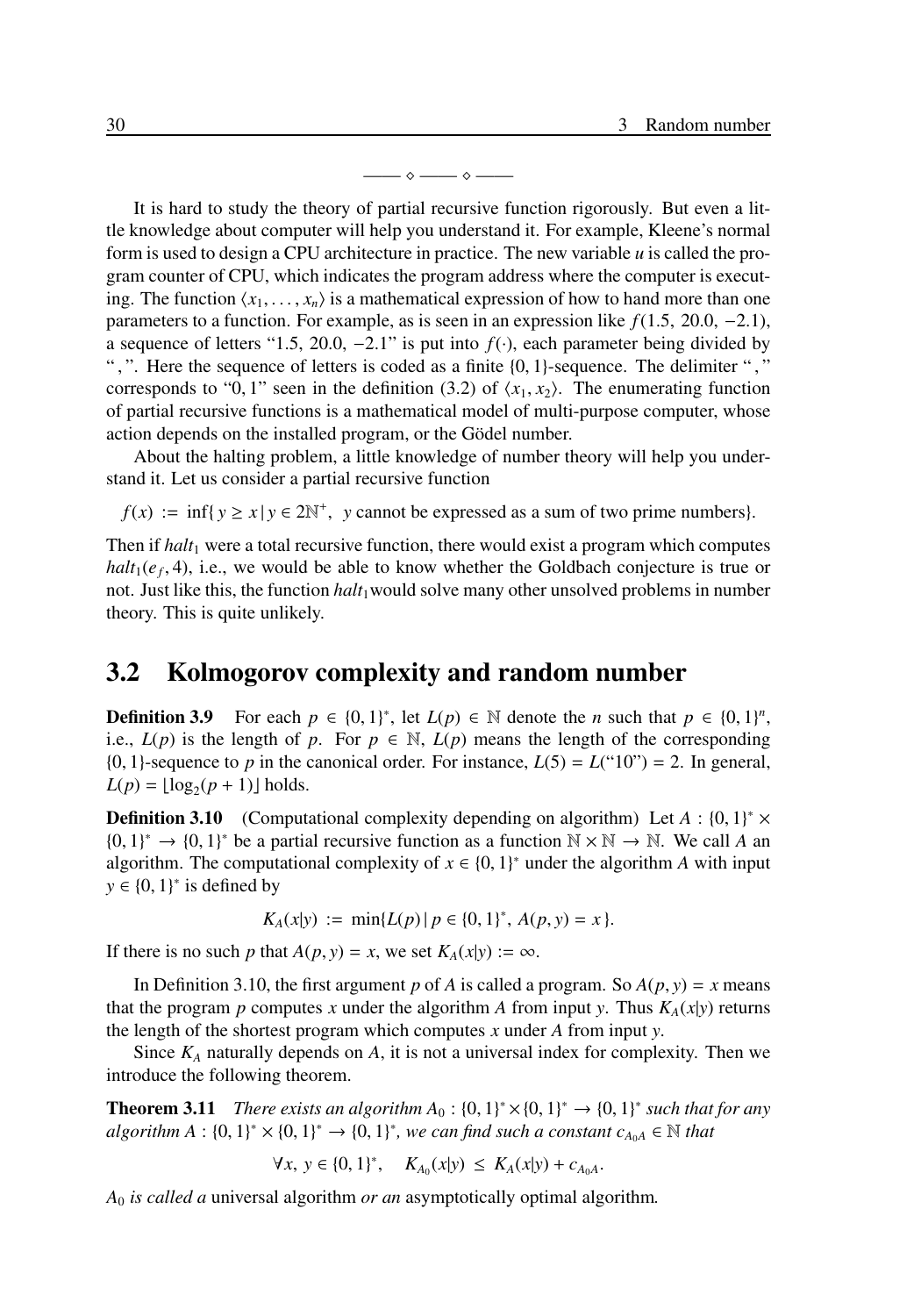—— ◇ —— ◇ ——

It is hard to study the theory of partial recursive function rigorously. But even a little knowledge about computer will help you understand it. For example, Kleene's normal form is used to design a CPU architecture in practice. The new variable $u$ is called the program counter of CPU, which indicates the program address where the computer is executing. The function $\langle x_1, \dots, x_n \rangle$ is a mathematical expression of how to hand more than one parameters to a function. For example, as is seen in an expression like $f(1.5,\, 20.0,\, -2.1)$, a sequence of letters "1.5, 20.0, −2.1" is put into $f(\cdot)$, each parameter being divided by " , ". Here the sequence of letters is coded as a finite $\{0,1\}$-sequence. The delimiter " , " corresponds to "0, 1" seen in the definition (3.2) of $\langle x_1, x_2 \rangle$. The enumerating function of partial recursive functions is a mathematical model of multi-purpose computer, whose action depends on the installed program, or the Gödel number.

About the halting problem, a little knowledge of number theory will help you understand it. Let us consider a partial recursive function

$$f(x) := \inf\{\, y \geq x \mid y \in 2\mathbb{N}^+,\ y \text{ cannot be expressed as a sum of two prime numbers}\}.$$

Then if $halt_1$ were a total recursive function, there would exist a program which computes $halt_1(e_f, 4)$, i.e., we would be able to know whether the Goldbach conjecture is true or not. Just like this, the function $halt_1$would solve many other unsolved problems in number theory. This is quite unlikely.

## 3.2 Kolmogorov complexity and random number

**Definition 3.9** For each $p \in \{0,1\}^*$, let $L(p) \in \mathbb{N}$ denote the $n$ such that $p \in \{0,1\}^n$, i.e., $L(p)$ is the length of $p$. For $p \in \mathbb{N}$, $L(p)$ means the length of the corresponding $\{0,1\}$-sequence to $p$ in the canonical order. For instance, $L(5) = L(\text{"10"}) = 2$. In general, $L(p) = \lfloor \log_2(p+1) \rfloor$ holds.

**Definition 3.10** (Computational complexity depending on algorithm) Let $A : \{0,1\}^* \times \{0,1\}^* \to \{0,1\}^*$ be a partial recursive function as a function $\mathbb{N} \times \mathbb{N} \to \mathbb{N}$. We call $A$ an algorithm. The computational complexity of $x \in \{0,1\}^*$ under the algorithm $A$ with input $y \in \{0,1\}^*$ is defined by

$$K_A(x|y) := \min\{L(p) \mid p \in \{0,1\}^*,\ A(p,y) = x\}.$$

If there is no such $p$ that $A(p,y) = x$, we set $K_A(x|y) := \infty$.

In Definition 3.10, the first argument $p$ of $A$ is called a program. So $A(p,y) = x$ means that the program $p$ computes $x$ under the algorithm $A$ from input $y$. Thus $K_A(x|y)$ returns the length of the shortest program which computes $x$ under $A$ from input $y$.

Since $K_A$ naturally depends on $A$, it is not a universal index for complexity. Then we introduce the following theorem.

**Theorem 3.11** *There exists an algorithm $A_0 : \{0,1\}^* \times \{0,1\}^* \to \{0,1\}^*$ such that for any algorithm $A : \{0,1\}^* \times \{0,1\}^* \to \{0,1\}^*$, we can find such a constant $c_{A_0A} \in \mathbb{N}$ that*

$$\forall x,\, y \in \{0,1\}^*, \quad K_{A_0}(x|y) \leq K_A(x|y) + c_{A_0A}.$$

*$A_0$ is called a* universal algorithm *or an* asymptotically optimal algorithm*.*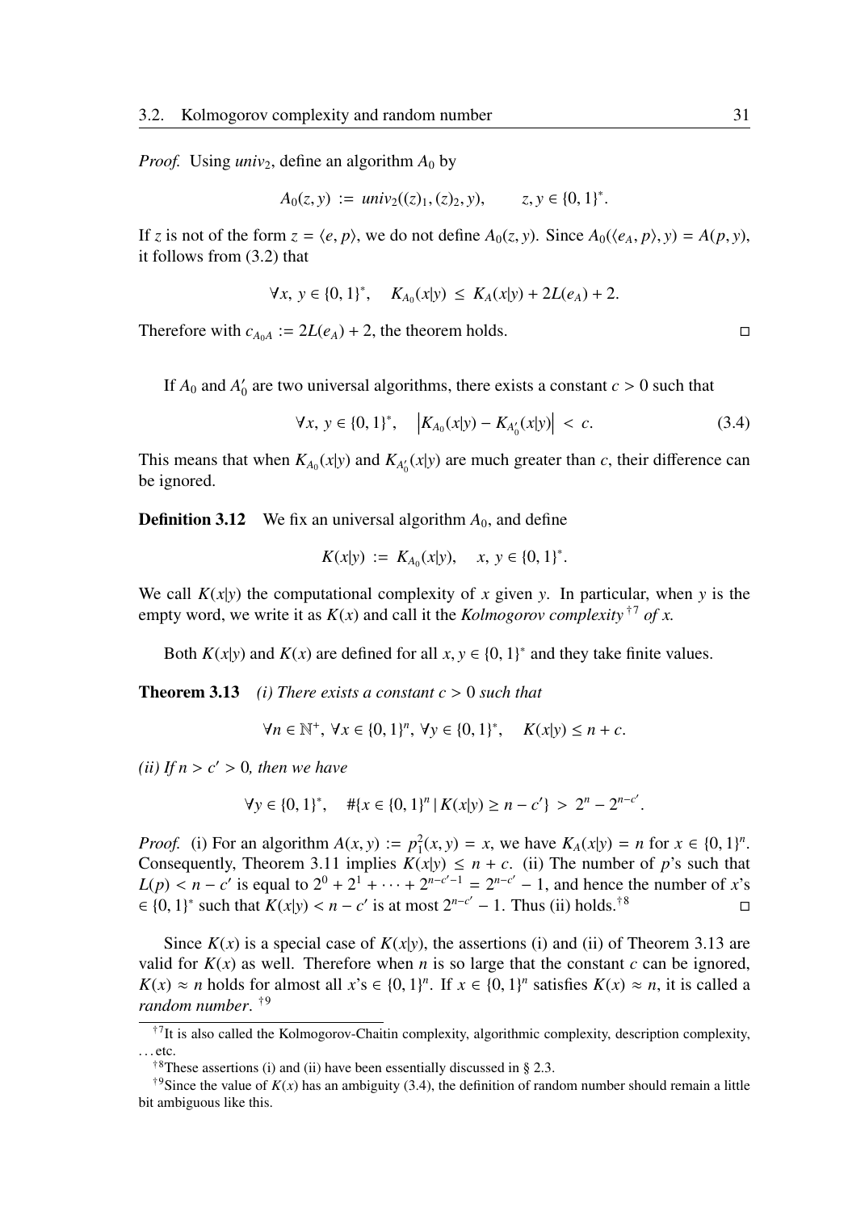*Proof.* Using $univ_2$, define an algorithm $A_0$ by

$$A_0(z, y) := univ_2((z)_1, (z)_2, y), \qquad z, y \in \{0, 1\}^*.$$

If $z$ is not of the form $z = \langle e, p \rangle$, we do not define $A_0(z, y)$. Since $A_0(\langle e_A, p \rangle, y) = A(p, y)$, it follows from (3.2) that

$$\forall x,\ y \in \{0, 1\}^*, \quad K_{A_0}(x|y) \leq K_A(x|y) + 2L(e_A) + 2.$$

Therefore with $c_{A_0 A} := 2L(e_A) + 2$, the theorem holds. □

If $A_0$ and $A_0'$ are two universal algorithms, there exists a constant $c > 0$ such that

$$\forall x,\ y \in \{0, 1\}^*, \quad \left| K_{A_0}(x|y) - K_{A_0'}(x|y) \right| < c. \tag{3.4}$$

This means that when $K_{A_0}(x|y)$ and $K_{A_0'}(x|y)$ are much greater than $c$, their difference can be ignored.

**Definition 3.12** We fix an universal algorithm $A_0$, and define

$$K(x|y) := K_{A_0}(x|y), \quad x,\ y \in \{0, 1\}^*.$$

We call $K(x|y)$ the computational complexity of $x$ given $y$. In particular, when $y$ is the empty word, we write it as $K(x)$ and call it the *Kolmogorov complexity* [†7] *of x.*

Both $K(x|y)$ and $K(x)$ are defined for all $x, y \in \{0, 1\}^*$ and they take finite values.

**Theorem 3.13** *(i) There exists a constant $c > 0$ such that*

$$\forall n \in \mathbb{N}^+,\ \forall x \in \{0, 1\}^n,\ \forall y \in \{0, 1\}^*, \quad K(x|y) \leq n + c.$$

*(ii) If $n > c' > 0$, then we have*

$$\forall y \in \{0, 1\}^*, \quad \#\{x \in \{0, 1\}^n \mid K(x|y) \geq n - c'\} > 2^n - 2^{n-c'}.$$

*Proof.* (i) For an algorithm $A(x, y) := p_1^2(x, y) = x$, we have $K_A(x|y) = n$ for $x \in \{0, 1\}^n$. Consequently, Theorem 3.11 implies $K(x|y) \leq n + c$. (ii) The number of $p$'s such that $L(p) < n - c'$ is equal to $2^0 + 2^1 + \cdots + 2^{n-c'-1} = 2^{n-c'} - 1$, and hence the number of $x$'s $\in \{0, 1\}^*$ such that $K(x|y) < n - c'$ is at most $2^{n-c'} - 1$. Thus (ii) holds.[†8] □

Since $K(x)$ is a special case of $K(x|y)$, the assertions (i) and (ii) of Theorem 3.13 are valid for $K(x)$ as well. Therefore when $n$ is so large that the constant $c$ can be ignored, $K(x) \approx n$ holds for almost all $x$'s $\in \{0, 1\}^n$. If $x \in \{0, 1\}^n$ satisfies $K(x) \approx n$, it is called a *random number*. [†9]

---

[†7] It is also called the Kolmogorov-Chaitin complexity, algorithmic complexity, description complexity, . . . etc.

[†8] These assertions (i) and (ii) have been essentially discussed in § 2.3.

[†9] Since the value of $K(x)$ has an ambiguity (3.4), the definition of random number should remain a little bit ambiguous like this.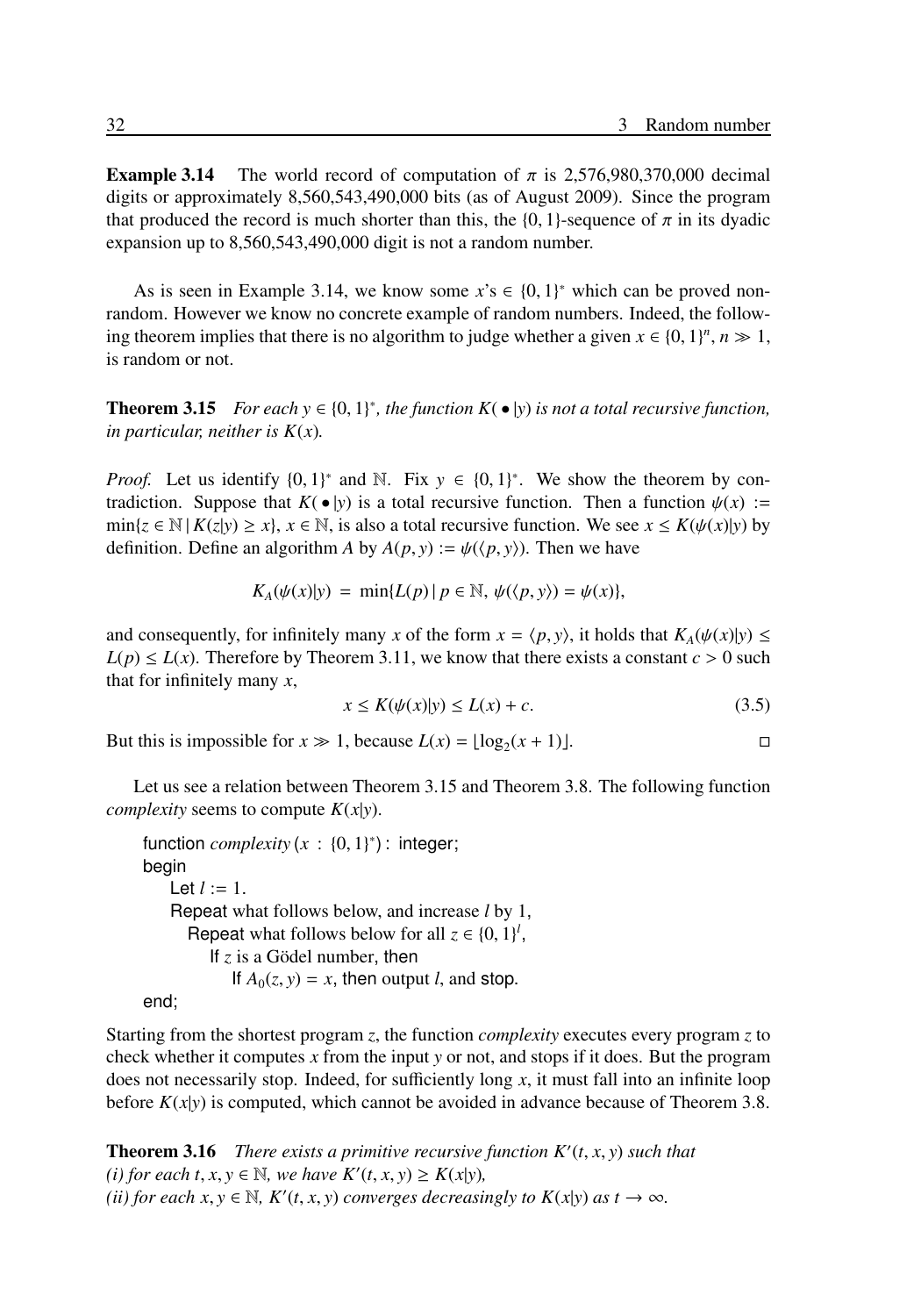**Example 3.14** The world record of computation of $\pi$ is 2,576,980,370,000 decimal digits or approximately 8,560,543,490,000 bits (as of August 2009). Since the program that produced the record is much shorter than this, the $\{0,1\}$-sequence of $\pi$ in its dyadic expansion up to 8,560,543,490,000 digit is not a random number.

As is seen in Example 3.14, we know some $x$'s $\in \{0,1\}^*$ which can be proved non-random. However we know no concrete example of random numbers. Indeed, the following theorem implies that there is no algorithm to judge whether a given $x \in \{0,1\}^n$, $n \gg 1$, is random or not.

**Theorem 3.15** *For each $y \in \{0,1\}^*$, the function $K(\bullet|y)$ is not a total recursive function, in particular, neither is $K(x)$.*

*Proof.* Let us identify $\{0,1\}^*$ and $\mathbb{N}$. Fix $y \in \{0,1\}^*$. We show the theorem by contradiction. Suppose that $K(\bullet|y)$ is a total recursive function. Then a function $\psi(x) := \min\{z \in \mathbb{N} \,|\, K(z|y) \geq x\}$, $x \in \mathbb{N}$, is also a total recursive function. We see $x \leq K(\psi(x)|y)$ by definition. Define an algorithm $A$ by $A(p,y) := \psi(\langle p, y\rangle)$. Then we have

$$K_A(\psi(x)|y) = \min\{L(p) \,|\, p \in \mathbb{N},\ \psi(\langle p, y\rangle) = \psi(x)\},$$

and consequently, for infinitely many $x$ of the form $x = \langle p, y\rangle$, it holds that $K_A(\psi(x)|y) \leq L(p) \leq L(x)$. Therefore by Theorem 3.11, we know that there exists a constant $c > 0$ such that for infinitely many $x$,

$$x \leq K(\psi(x)|y) \leq L(x) + c. \tag{3.5}$$

But this is impossible for $x \gg 1$, because $L(x) = \lfloor \log_2(x+1) \rfloor$. □

Let us see a relation between Theorem 3.15 and Theorem 3.8. The following function *complexity* seems to compute $K(x|y)$.

```
function complexity (x : {0,1}*) : integer;
begin
    Let l := 1.
    Repeat what follows below, and increase l by 1,
      Repeat what follows below for all z ∈ {0,1}^l,
        If z is a Gödel number, then
          If A_0(z, y) = x, then output l, and stop.
end;
```

Starting from the shortest program $z$, the function *complexity* executes every program $z$ to check whether it computes $x$ from the input $y$ or not, and stops if it does. But the program does not necessarily stop. Indeed, for sufficiently long $x$, it must fall into an infinite loop before $K(x|y)$ is computed, which cannot be avoided in advance because of Theorem 3.8.

**Theorem 3.16** *There exists a primitive recursive function $K'(t,x,y)$ such that*
*(i) for each $t, x, y \in \mathbb{N}$, we have $K'(t,x,y) \geq K(x|y)$,*
*(ii) for each $x, y \in \mathbb{N}$, $K'(t,x,y)$ converges decreasingly to $K(x|y)$ as $t \to \infty$.*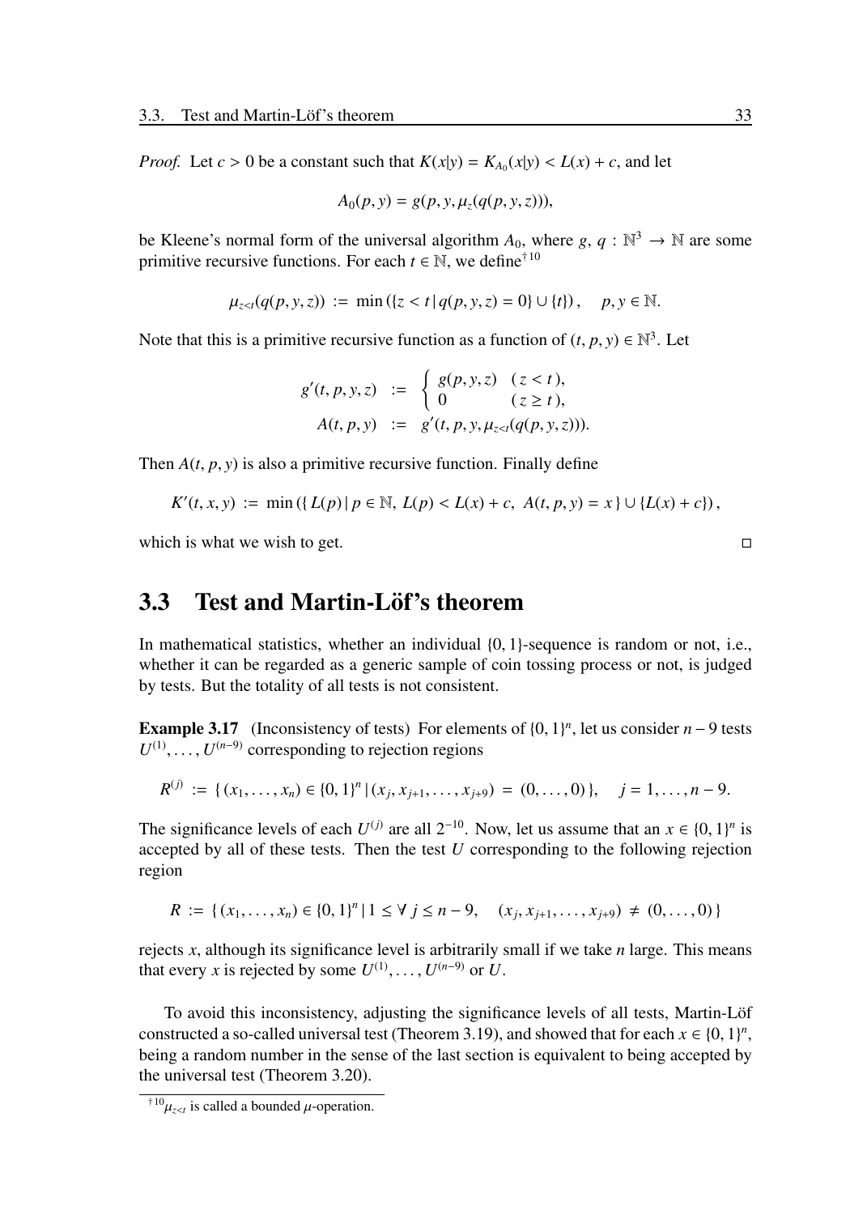*Proof.* Let $c > 0$ be a constant such that $K(x|y) = K_{A_0}(x|y) < L(x) + c$, and let

$$A_0(p, y) = g(p, y, \mu_z(q(p, y, z))),$$

be Kleene's normal form of the universal algorithm $A_0$, where $g, q : \mathbb{N}^3 \to \mathbb{N}$ are some primitive recursive functions. For each $t \in \mathbb{N}$, we define[†10]

$$\mu_{z<t}(q(p, y, z)) := \min(\{z < t \mid q(p, y, z) = 0\} \cup \{t\}), \quad p, y \in \mathbb{N}.$$

Note that this is a primitive recursive function as a function of $(t, p, y) \in \mathbb{N}^3$. Let

$$\begin{aligned} g'(t, p, y, z) &:= \begin{cases} g(p, y, z) & (z < t), \\ 0 & (z \geq t), \end{cases} \\ A(t, p, y) &:= g'(t, p, y, \mu_{z<t}(q(p, y, z))). \end{aligned}$$

Then $A(t, p, y)$ is also a primitive recursive function. Finally define

$$K'(t, x, y) := \min(\{L(p) \mid p \in \mathbb{N},\ L(p) < L(x) + c,\ A(t, p, y) = x\} \cup \{L(x) + c\}),$$

which is what we wish to get. □

## 3.3 Test and Martin-Löf's theorem

In mathematical statistics, whether an individual $\{0, 1\}$-sequence is random or not, i.e., whether it can be regarded as a generic sample of coin tossing process or not, is judged by tests. But the totality of all tests is not consistent.

**Example 3.17** (Inconsistency of tests) For elements of $\{0, 1\}^n$, let us consider $n - 9$ tests $U^{(1)}, \ldots, U^{(n-9)}$ corresponding to rejection regions

$$R^{(j)} := \{(x_1, \ldots, x_n) \in \{0, 1\}^n \mid (x_j, x_{j+1}, \ldots, x_{j+9}) = (0, \ldots, 0)\}, \quad j = 1, \ldots, n - 9.$$

The significance levels of each $U^{(j)}$ are all $2^{-10}$. Now, let us assume that an $x \in \{0, 1\}^n$ is accepted by all of these tests. Then the test $U$ corresponding to the following rejection region

$$R := \{(x_1, \ldots, x_n) \in \{0, 1\}^n \mid 1 \leq \forall\, j \leq n - 9, \quad (x_j, x_{j+1}, \ldots, x_{j+9}) \neq (0, \ldots, 0)\}$$

rejects $x$, although its significance level is arbitrarily small if we take $n$ large. This means that every $x$ is rejected by some $U^{(1)}, \ldots, U^{(n-9)}$ or $U$.

To avoid this inconsistency, adjusting the significance levels of all tests, Martin-Löf constructed a so-called universal test (Theorem 3.19), and showed that for each $x \in \{0, 1\}^n$, being a random number in the sense of the last section is equivalent to being accepted by the universal test (Theorem 3.20).

[†10] $\mu_{z<t}$ is called a bounded $\mu$-operation.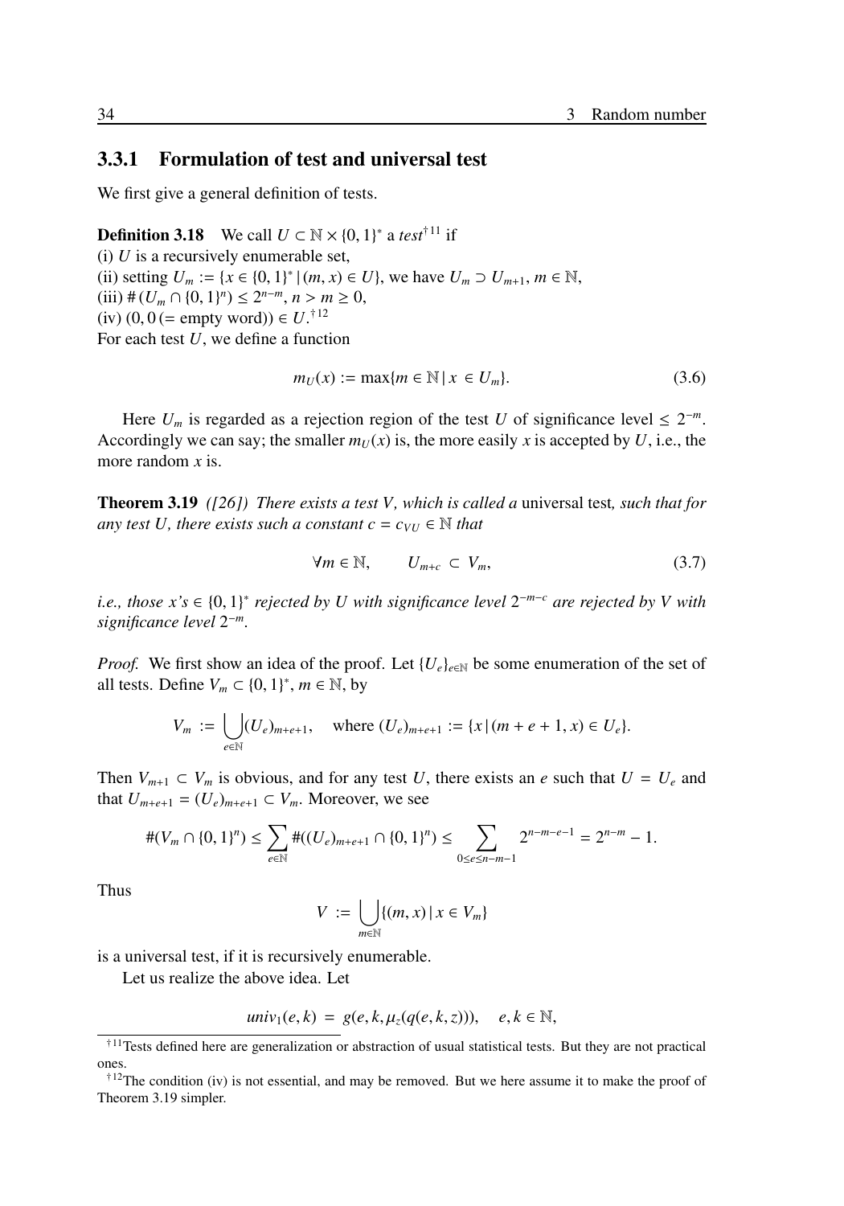### 3.3.1 Formulation of test and universal test

We first give a general definition of tests.

**Definition 3.18** We call $U \subset \mathbb{N} \times \{0,1\}^*$ a *test*[†11] if
(i) $U$ is a recursively enumerable set,
(ii) setting $U_m := \{x \in \{0,1\}^* \,|\, (m,x) \in U\}$, we have $U_m \supset U_{m+1}$, $m \in \mathbb{N}$,
(iii) $\#(U_m \cap \{0,1\}^n) \le 2^{n-m}$, $n > m \ge 0$,
(iv) $(0, 0\,(=\text{empty word})) \in U$.[†12]
For each test $U$, we define a function

$$m_U(x) := \max\{m \in \mathbb{N} \,|\, x \in U_m\}. \tag{3.6}$$

Here $U_m$ is regarded as a rejection region of the test $U$ of significance level $\le 2^{-m}$. Accordingly we can say; the smaller $m_U(x)$ is, the more easily $x$ is accepted by $U$, i.e., the more random $x$ is.

**Theorem 3.19** *([26]) There exists a test $V$, which is called a* universal test*, such that for any test $U$, there exists such a constant $c = c_{VU} \in \mathbb{N}$ that*

$$\forall m \in \mathbb{N}, \qquad U_{m+c} \subset V_m, \tag{3.7}$$

*i.e., those $x$'s $\in \{0,1\}^*$ rejected by $U$ with significance level $2^{-m-c}$ are rejected by $V$ with significance level $2^{-m}$.*

*Proof.* We first show an idea of the proof. Let $\{U_e\}_{e\in\mathbb{N}}$ be some enumeration of the set of all tests. Define $V_m \subset \{0,1\}^*$, $m \in \mathbb{N}$, by

$$V_m := \bigcup_{e\in\mathbb{N}} (U_e)_{m+e+1}, \quad \text{where } (U_e)_{m+e+1} := \{x \,|\, (m+e+1, x) \in U_e\}.$$

Then $V_{m+1} \subset V_m$ is obvious, and for any test $U$, there exists an $e$ such that $U = U_e$ and that $U_{m+e+1} = (U_e)_{m+e+1} \subset V_m$. Moreover, we see

$$\#(V_m \cap \{0,1\}^n) \le \sum_{e\in\mathbb{N}} \#((U_e)_{m+e+1} \cap \{0,1\}^n) \le \sum_{0\le e\le n-m-1} 2^{n-m-e-1} = 2^{n-m} - 1.$$

Thus

$$V := \bigcup_{m\in\mathbb{N}} \{(m,x) \,|\, x \in V_m\}$$

is a universal test, if it is recursively enumerable.

Let us realize the above idea. Let

$$univ_1(e,k) = g(e,k,\mu_z(q(e,k,z))), \quad e,k \in \mathbb{N},$$

---

[†11] Tests defined here are generalization or abstraction of usual statistical tests. But they are not practical ones.

[†12] The condition (iv) is not essential, and may be removed. But we here assume it to make the proof of Theorem 3.19 simpler.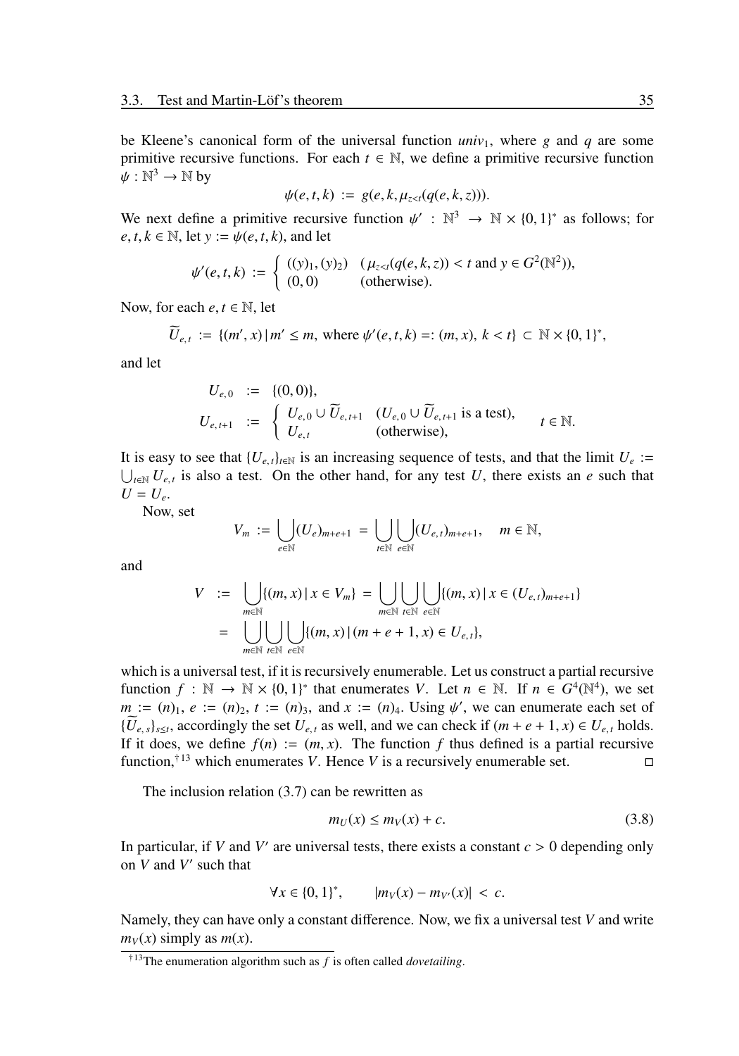be Kleene's canonical form of the universal function $univ_1$, where $g$ and $q$ are some primitive recursive functions. For each $t \in \mathbb{N}$, we define a primitive recursive function $\psi : \mathbb{N}^3 \to \mathbb{N}$ by

$$\psi(e, t, k) := g(e, k, \mu_{z<t}(q(e, k, z))).$$

We next define a primitive recursive function $\psi' : \mathbb{N}^3 \to \mathbb{N} \times \{0, 1\}^*$ as follows; for $e, t, k \in \mathbb{N}$, let $y := \psi(e, t, k)$, and let

$$\psi'(e, t, k) := \begin{cases} ((y)_1, (y)_2) & (\mu_{z<t}(q(e, k, z)) < t \text{ and } y \in G^2(\mathbb{N}^2)), \\ (0, 0) & (\text{otherwise}). \end{cases}$$

Now, for each $e, t \in \mathbb{N}$, let

$$\widetilde{U}_{e,t} := \{(m', x) \mid m' \le m, \text{ where } \psi'(e, t, k) =: (m, x),\ k < t\} \subset \mathbb{N} \times \{0, 1\}^*,$$

and let

$$\begin{aligned} U_{e,0} &:= \{(0, 0)\}, \\ U_{e,t+1} &:= \begin{cases} U_{e,0} \cup \widetilde{U}_{e,t+1} & (U_{e,0} \cup \widetilde{U}_{e,t+1} \text{ is a test}), \\ U_{e,t} & (\text{otherwise}), \end{cases} \qquad t \in \mathbb{N}. \end{aligned}$$

It is easy to see that $\{U_{e,t}\}_{t\in\mathbb{N}}$ is an increasing sequence of tests, and that the limit $U_e := \bigcup_{t\in\mathbb{N}} U_{e,t}$ is also a test. On the other hand, for any test $U$, there exists an $e$ such that $U = U_e$.

Now, set

$$V_m := \bigcup_{e\in\mathbb{N}} (U_e)_{m+e+1} = \bigcup_{t\in\mathbb{N}} \bigcup_{e\in\mathbb{N}} (U_{e,t})_{m+e+1}, \quad m \in \mathbb{N},$$

and

$$\begin{aligned} V &:= \bigcup_{m\in\mathbb{N}} \{(m, x) \mid x \in V_m\} = \bigcup_{m\in\mathbb{N}} \bigcup_{t\in\mathbb{N}} \bigcup_{e\in\mathbb{N}} \{(m, x) \mid x \in (U_{e,t})_{m+e+1}\} \\ &= \bigcup_{m\in\mathbb{N}} \bigcup_{t\in\mathbb{N}} \bigcup_{e\in\mathbb{N}} \{(m, x) \mid (m + e + 1, x) \in U_{e,t}\}, \end{aligned}$$

which is a universal test, if it is recursively enumerable. Let us construct a partial recursive function $f : \mathbb{N} \to \mathbb{N} \times \{0, 1\}^*$ that enumerates $V$. Let $n \in \mathbb{N}$. If $n \in G^4(\mathbb{N}^4)$, we set $m := (n)_1$, $e := (n)_2$, $t := (n)_3$, and $x := (n)_4$. Using $\psi'$, we can enumerate each set of $\{\widetilde{U}_{e,s}\}_{s\le t}$, accordingly the set $U_{e,t}$ as well, and we can check if $(m + e + 1, x) \in U_{e,t}$ holds. If it does, we define $f(n) := (m, x)$. The function $f$ thus defined is a partial recursive function,[†13] which enumerates $V$. Hence $V$ is a recursively enumerable set. □

The inclusion relation (3.7) can be rewritten as

$$m_U(x) \le m_V(x) + c. \tag{3.8}$$

In particular, if $V$ and $V'$ are universal tests, there exists a constant $c > 0$ depending only on $V$ and $V'$ such that

$$\forall x \in \{0, 1\}^*, \qquad |m_V(x) - m_{V'}(x)| < c.$$

Namely, they can have only a constant difference. Now, we fix a universal test $V$ and write $m_V(x)$ simply as $m(x)$.

[†13] The enumeration algorithm such as $f$ is often called *dovetailing*.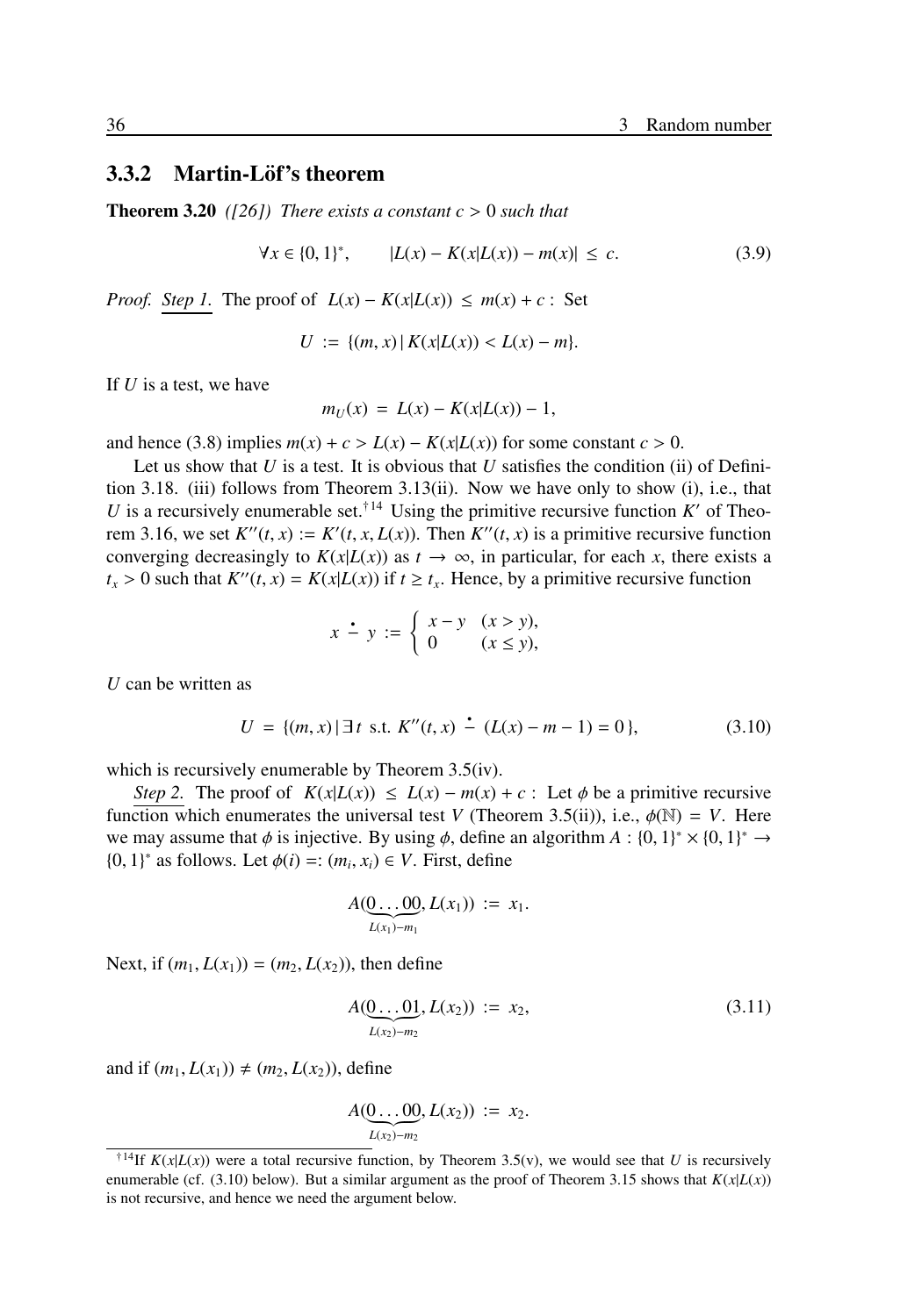### 3.3.2 Martin-Löf's theorem

**Theorem 3.20** *([26]) There exists a constant $c > 0$ such that*

$$\forall x \in \{0,1\}^*, \qquad |L(x) - K(x|L(x)) - m(x)| \leq c. \tag{3.9}$$

*Proof.* Step 1. The proof of $L(x) - K(x|L(x)) \leq m(x) + c$ : Set

$$U := \{(m, x) \,|\, K(x|L(x)) < L(x) - m\}.$$

If $U$ is a test, we have

$$m_U(x) = L(x) - K(x|L(x)) - 1,$$

and hence (3.8) implies $m(x) + c > L(x) - K(x|L(x))$ for some constant $c > 0$.

Let us show that $U$ is a test. It is obvious that $U$ satisfies the condition (ii) of Definition 3.18. (iii) follows from Theorem 3.13(ii). Now we have only to show (i), i.e., that $U$ is a recursively enumerable set.[†14] Using the primitive recursive function $K'$ of Theorem 3.16, we set $K''(t, x) := K'(t, x, L(x))$. Then $K''(t, x)$ is a primitive recursive function converging decreasingly to $K(x|L(x))$ as $t \to \infty$, in particular, for each $x$, there exists a $t_x > 0$ such that $K''(t, x) = K(x|L(x))$ if $t \geq t_x$. Hence, by a primitive recursive function

$$x \mathbin{\dot{-}} y := \begin{cases} x - y & (x > y), \\ 0 & (x \leq y), \end{cases}$$

$U$ can be written as

$$U = \{(m, x) \,|\, \exists t \text{ s.t. } K''(t, x) \mathbin{\dot{-}} (L(x) - m - 1) = 0\}, \tag{3.10}$$

which is recursively enumerable by Theorem 3.5(iv).

Step 2. The proof of $K(x|L(x)) \leq L(x) - m(x) + c$ : Let $\phi$ be a primitive recursive function which enumerates the universal test $V$ (Theorem 3.5(ii)), i.e., $\phi(\mathbb{N}) = V$. Here we may assume that $\phi$ is injective. By using $\phi$, define an algorithm $A : \{0,1\}^* \times \{0,1\}^* \to \{0,1\}^*$ as follows. Let $\phi(i) =: (m_i, x_i) \in V$. First, define

$$A(\underbrace{0 \ldots 00}_{L(x_1) - m_1}, L(x_1)) := x_1.$$

Next, if $(m_1, L(x_1)) = (m_2, L(x_2))$, then define

$$A(\underbrace{0 \ldots 01}_{L(x_2) - m_2}, L(x_2)) := x_2, \tag{3.11}$$

and if $(m_1, L(x_1)) \neq (m_2, L(x_2))$, define

$$A(\underbrace{0 \ldots 00}_{L(x_2) - m_2}, L(x_2)) := x_2.$$

---

[†14] If $K(x|L(x))$ were a total recursive function, by Theorem 3.5(v), we would see that $U$ is recursively enumerable (cf. (3.10) below). But a similar argument as the proof of Theorem 3.15 shows that $K(x|L(x))$ is not recursive, and hence we need the argument below.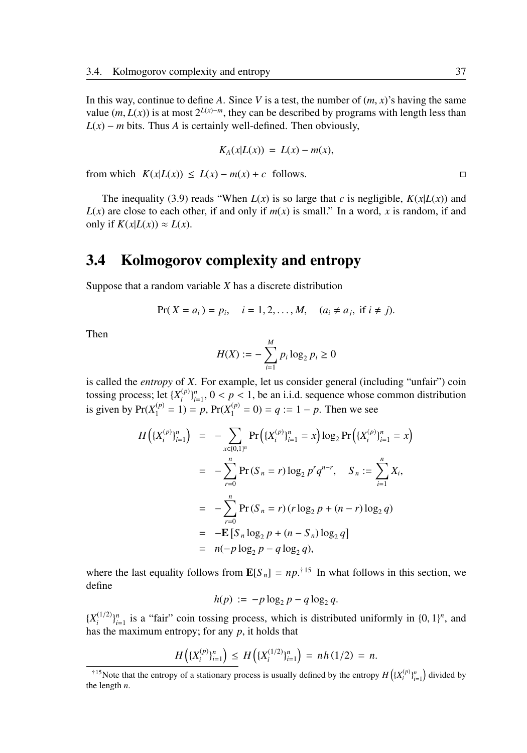In this way, continue to define $A$. Since $V$ is a test, the number of $(m, x)$'s having the same value $(m, L(x))$ is at most $2^{L(x)-m}$, they can be described by programs with length less than $L(x) - m$ bits. Thus $A$ is certainly well-defined. Then obviously,

$$K_A(x|L(x)) = L(x) - m(x),$$

from which $K(x|L(x)) \le L(x) - m(x) + c$ follows. □

The inequality (3.9) reads "When $L(x)$ is so large that $c$ is negligible, $K(x|L(x))$ and $L(x)$ are close to each other, if and only if $m(x)$ is small." In a word, $x$ is random, if and only if $K(x|L(x)) \approx L(x)$.

## 3.4 Kolmogorov complexity and entropy

Suppose that a random variable $X$ has a discrete distribution

$$\Pr(X = a_i) = p_i, \quad i = 1, 2, \ldots, M, \quad (a_i \ne a_j, \text{ if } i \ne j).$$

Then

$$H(X) := -\sum_{i=1}^{M} p_i \log_2 p_i \ge 0$$

is called the *entropy* of $X$. For example, let us consider general (including "unfair") coin tossing process; let $\{X_i^{(p)}\}_{i=1}^n$, $0 < p < 1$, be an i.i.d. sequence whose common distribution is given by $\Pr(X_1^{(p)} = 1) = p$, $\Pr(X_1^{(p)} = 0) = q := 1 - p$. Then we see

$$\begin{aligned}
H\left(\{X_i^{(p)}\}_{i=1}^n\right) &= -\sum_{x \in \{0,1\}^n} \Pr\left(\{X_i^{(p)}\}_{i=1}^n = x\right) \log_2 \Pr\left(\{X_i^{(p)}\}_{i=1}^n = x\right) \\
&= -\sum_{r=0}^{n} \Pr(S_n = r) \log_2 p^r q^{n-r}, \quad S_n := \sum_{i=1}^{n} X_i, \\
&= -\sum_{r=0}^{n} \Pr(S_n = r)(r \log_2 p + (n-r) \log_2 q) \\
&= -\mathbf{E}\left[S_n \log_2 p + (n - S_n) \log_2 q\right] \\
&= n(-p \log_2 p - q \log_2 q),
\end{aligned}$$

where the last equality follows from $\mathbf{E}[S_n] = np$.[†15] In what follows in this section, we define

$$h(p) := -p \log_2 p - q \log_2 q.$$

$\{X_i^{(1/2)}\}_{i=1}^n$ is a "fair" coin tossing process, which is distributed uniformly in $\{0, 1\}^n$, and has the maximum entropy; for any $p$, it holds that

$$H\left(\{X_i^{(p)}\}_{i=1}^n\right) \le H\left(\{X_i^{(1/2)}\}_{i=1}^n\right) = nh(1/2) = n.$$

[†15] Note that the entropy of a stationary process is usually defined by the entropy $H\left(\{X_i^{(p)}\}_{i=1}^n\right)$ divided by the length $n$.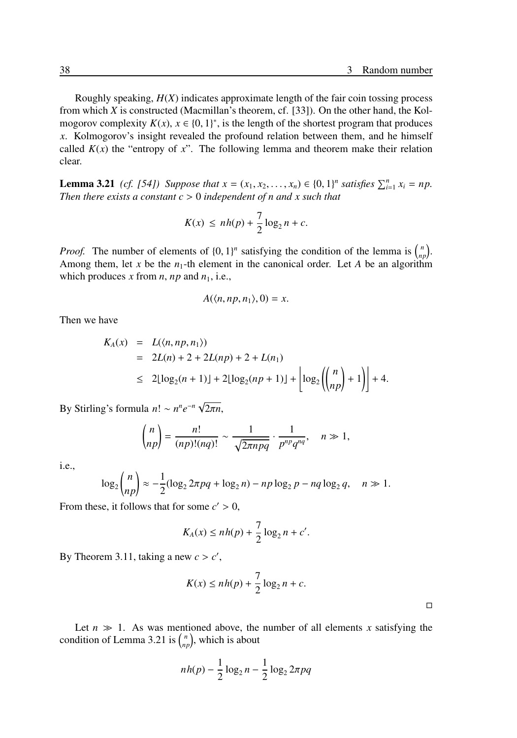Roughly speaking, $H(X)$ indicates approximate length of the fair coin tossing process from which $X$ is constructed (Macmillan's theorem, cf. [33]). On the other hand, the Kolmogorov complexity $K(x)$, $x \in \{0,1\}^*$, is the length of the shortest program that produces $x$. Kolmogorov's insight revealed the profound relation between them, and he himself called $K(x)$ the "entropy of $x$". The following lemma and theorem make their relation clear.

**Lemma 3.21** *(cf. [54]) Suppose that $x = (x_1, x_2, \ldots, x_n) \in \{0,1\}^n$ satisfies $\sum_{i=1}^{n} x_i = np$. Then there exists a constant $c > 0$ independent of $n$ and $x$ such that*

$$K(x) \le nh(p) + \frac{7}{2}\log_2 n + c.$$

*Proof.* The number of elements of $\{0,1\}^n$ satisfying the condition of the lemma is $\binom{n}{np}$. Among them, let $x$ be the $n_1$-th element in the canonical order. Let $A$ be an algorithm which produces $x$ from $n$, $np$ and $n_1$, i.e.,

$$A(\langle n, np, n_1\rangle, 0) = x.$$

Then we have

$$\begin{aligned}
K_A(x) &= L(\langle n, np, n_1\rangle) \\
&= 2L(n) + 2 + 2L(np) + 2 + L(n_1) \\
&\le 2\lfloor \log_2(n+1)\rfloor + 2\lfloor \log_2(np+1)\rfloor + \left\lfloor \log_2\left(\binom{n}{np} + 1\right)\right\rfloor + 4.
\end{aligned}$$

By Stirling's formula $n! \sim n^n e^{-n}\sqrt{2\pi n}$,

$$\binom{n}{np} = \frac{n!}{(np)!(nq)!} \sim \frac{1}{\sqrt{2\pi npq}} \cdot \frac{1}{p^{np}q^{nq}}, \quad n \gg 1,$$

i.e.,

$$\log_2 \binom{n}{np} \approx -\frac{1}{2}(\log_2 2\pi pq + \log_2 n) - np\log_2 p - nq\log_2 q, \quad n \gg 1.$$

From these, it follows that for some $c' > 0$,

$$K_A(x) \le nh(p) + \frac{7}{2}\log_2 n + c'.$$

By Theorem 3.11, taking a new $c > c'$,

$$K(x) \le nh(p) + \frac{7}{2}\log_2 n + c.$$

□

Let $n \gg 1$. As was mentioned above, the number of all elements $x$ satisfying the condition of Lemma 3.21 is $\binom{n}{np}$, which is about

$$nh(p) - \frac{1}{2}\log_2 n - \frac{1}{2}\log_2 2\pi pq$$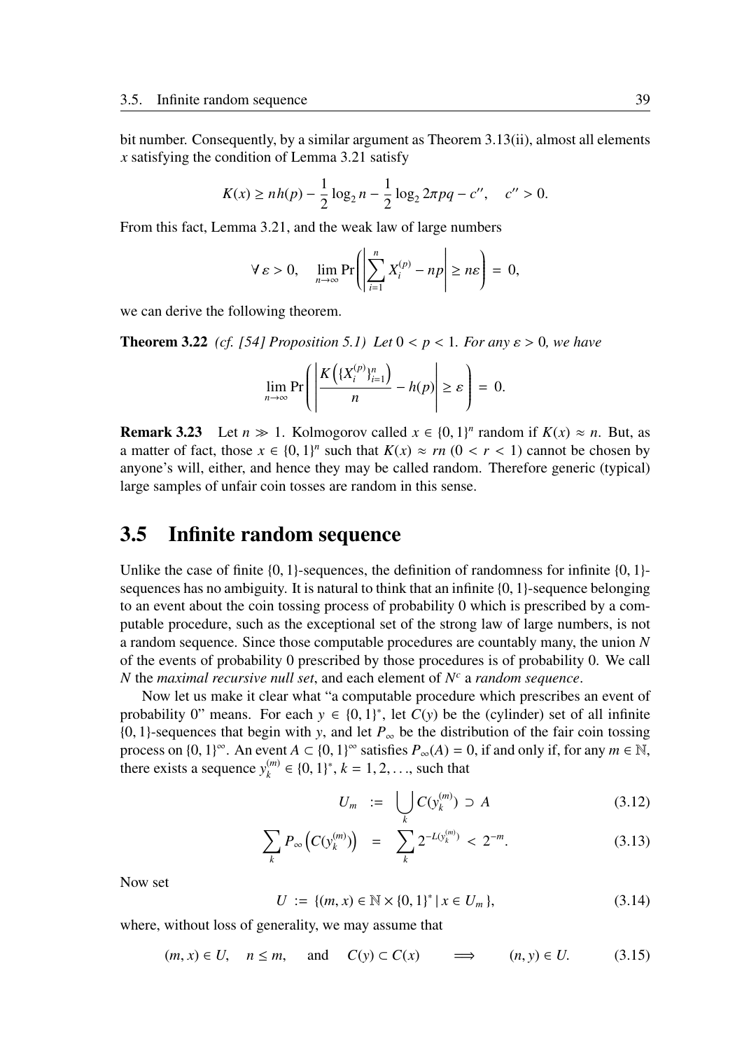bit number. Consequently, by a similar argument as Theorem 3.13(ii), almost all elements $x$ satisfying the condition of Lemma 3.21 satisfy

$$K(x) \geq nh(p) - \frac{1}{2}\log_2 n - \frac{1}{2}\log_2 2\pi pq - c'', \quad c'' > 0.$$

From this fact, Lemma 3.21, and the weak law of large numbers

$$\forall\, \varepsilon > 0, \quad \lim_{n\to\infty} \Pr\left( \left| \sum_{i=1}^{n} X_i^{(p)} - np \right| \geq n\varepsilon \right) = 0,$$

we can derive the following theorem.

**Theorem 3.22** *(cf. [54] Proposition 5.1) Let* $0 < p < 1$*. For any* $\varepsilon > 0$*, we have*

$$\lim_{n\to\infty} \Pr\left( \left| \frac{K\left(\{X_i^{(p)}\}_{i=1}^{n}\right)}{n} - h(p) \right| \geq \varepsilon \right) = 0.$$

**Remark 3.23** Let $n \gg 1$. Kolmogorov called $x \in \{0,1\}^n$ random if $K(x) \approx n$. But, as a matter of fact, those $x \in \{0,1\}^n$ such that $K(x) \approx rn$ $(0 < r < 1)$ cannot be chosen by anyone's will, either, and hence they may be called random. Therefore generic (typical) large samples of unfair coin tosses are random in this sense.

## 3.5 Infinite random sequence

Unlike the case of finite $\{0,1\}$-sequences, the definition of randomness for infinite $\{0,1\}$-sequences has no ambiguity. It is natural to think that an infinite $\{0,1\}$-sequence belonging to an event about the coin tossing process of probability 0 which is prescribed by a computable procedure, such as the exceptional set of the strong law of large numbers, is not a random sequence. Since those computable procedures are countably many, the union $N$ of the events of probability 0 prescribed by those procedures is of probability 0. We call $N$ the *maximal recursive null set*, and each element of $N^c$ a *random sequence*.

Now let us make it clear what "a computable procedure which prescribes an event of probability 0" means. For each $y \in \{0,1\}^*$, let $C(y)$ be the (cylinder) set of all infinite $\{0,1\}$-sequences that begin with $y$, and let $P_\infty$ be the distribution of the fair coin tossing process on $\{0,1\}^\infty$. An event $A \subset \{0,1\}^\infty$ satisfies $P_\infty(A) = 0$, if and only if, for any $m \in \mathbb{N}$, there exists a sequence $y_k^{(m)} \in \{0,1\}^*$, $k = 1, 2, \ldots$, such that

$$U_m := \bigcup_k C(y_k^{(m)}) \supset A \tag{3.12}$$

$$\sum_k P_\infty\left(C(y_k^{(m)})\right) = \sum_k 2^{-L(y_k^{(m)})} < 2^{-m}. \tag{3.13}$$

Now set

$$U := \{(m,x) \in \mathbb{N} \times \{0,1\}^* \mid x \in U_m\}, \tag{3.14}$$

where, without loss of generality, we may assume that

$$(m,x) \in U, \quad n \leq m, \quad \text{and} \quad C(y) \subset C(x) \quad \Longrightarrow \quad (n,y) \in U. \tag{3.15}$$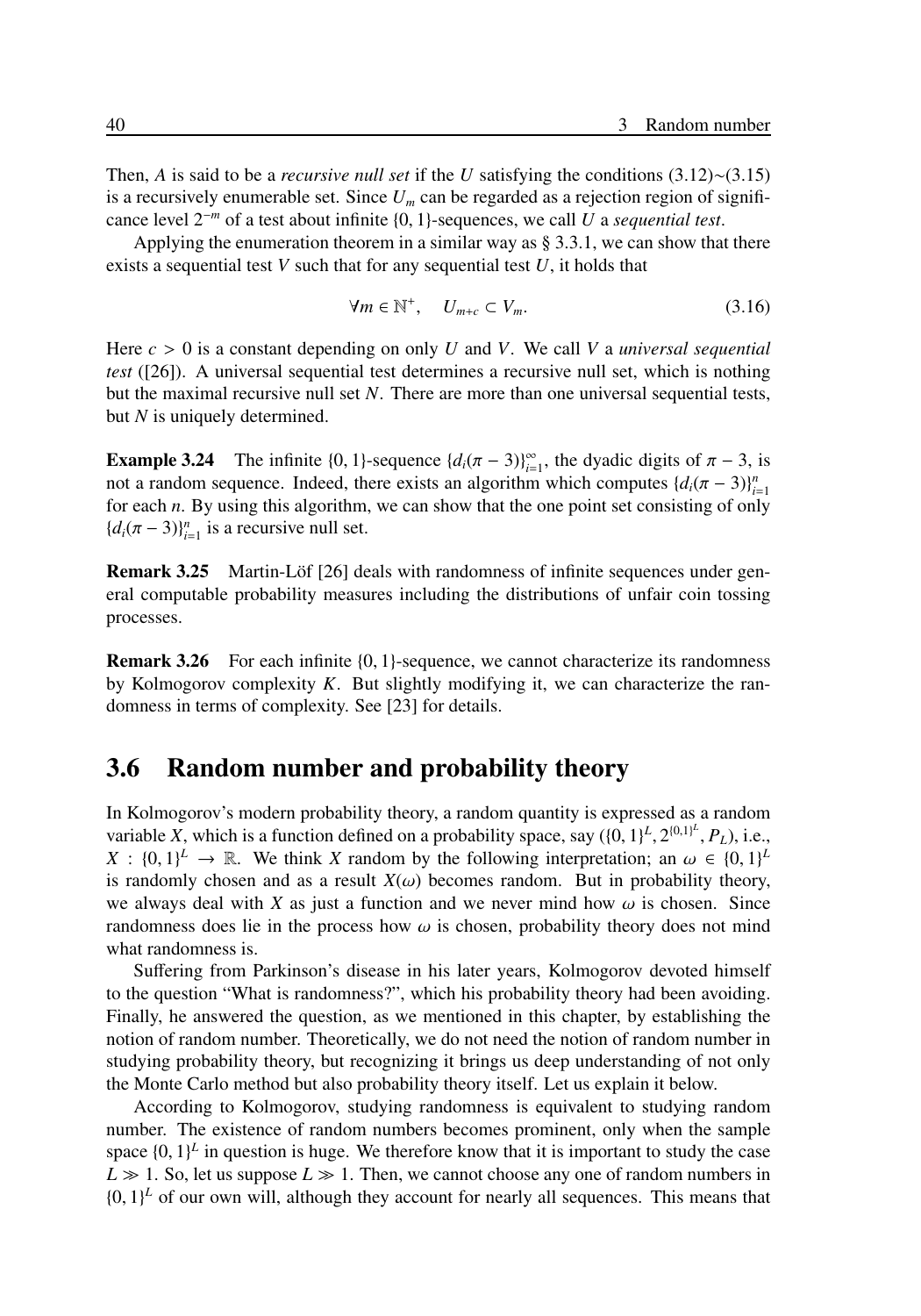Then, $A$ is said to be a *recursive null set* if the $U$ satisfying the conditions (3.12)∼(3.15) is a recursively enumerable set. Since $U_m$ can be regarded as a rejection region of significance level $2^{-m}$ of a test about infinite $\{0,1\}$-sequences, we call $U$ a *sequential test*.

Applying the enumeration theorem in a similar way as § 3.3.1, we can show that there exists a sequential test $V$ such that for any sequential test $U$, it holds that

$$\forall m \in \mathbb{N}^+, \quad U_{m+c} \subset V_m. \tag{3.16}$$

Here $c > 0$ is a constant depending on only $U$ and $V$. We call $V$ a *universal sequential test* ([26]). A universal sequential test determines a recursive null set, which is nothing but the maximal recursive null set $N$. There are more than one universal sequential tests, but $N$ is uniquely determined.

**Example 3.24** The infinite $\{0,1\}$-sequence $\{d_i(\pi - 3)\}_{i=1}^{\infty}$, the dyadic digits of $\pi - 3$, is not a random sequence. Indeed, there exists an algorithm which computes $\{d_i(\pi - 3)\}_{i=1}^{n}$ for each $n$. By using this algorithm, we can show that the one point set consisting of only $\{d_i(\pi - 3)\}_{i=1}^{n}$ is a recursive null set.

**Remark 3.25** Martin-Löf [26] deals with randomness of infinite sequences under general computable probability measures including the distributions of unfair coin tossing processes.

**Remark 3.26** For each infinite $\{0,1\}$-sequence, we cannot characterize its randomness by Kolmogorov complexity $K$. But slightly modifying it, we can characterize the randomness in terms of complexity. See [23] for details.

## 3.6 Random number and probability theory

In Kolmogorov's modern probability theory, a random quantity is expressed as a random variable $X$, which is a function defined on a probability space, say $(\{0,1\}^L, 2^{\{0,1\}^L}, P_L)$, i.e., $X : \{0,1\}^L \to \mathbb{R}$. We think $X$ random by the following interpretation; an $\omega \in \{0,1\}^L$ is randomly chosen and as a result $X(\omega)$ becomes random. But in probability theory, we always deal with $X$ as just a function and we never mind how $\omega$ is chosen. Since randomness does lie in the process how $\omega$ is chosen, probability theory does not mind what randomness is.

Suffering from Parkinson's disease in his later years, Kolmogorov devoted himself to the question "What is randomness?", which his probability theory had been avoiding. Finally, he answered the question, as we mentioned in this chapter, by establishing the notion of random number. Theoretically, we do not need the notion of random number in studying probability theory, but recognizing it brings us deep understanding of not only the Monte Carlo method but also probability theory itself. Let us explain it below.

According to Kolmogorov, studying randomness is equivalent to studying random number. The existence of random numbers becomes prominent, only when the sample space $\{0,1\}^L$ in question is huge. We therefore know that it is important to study the case $L \gg 1$. So, let us suppose $L \gg 1$. Then, we cannot choose any one of random numbers in $\{0,1\}^L$ of our own will, although they account for nearly all sequences. This means that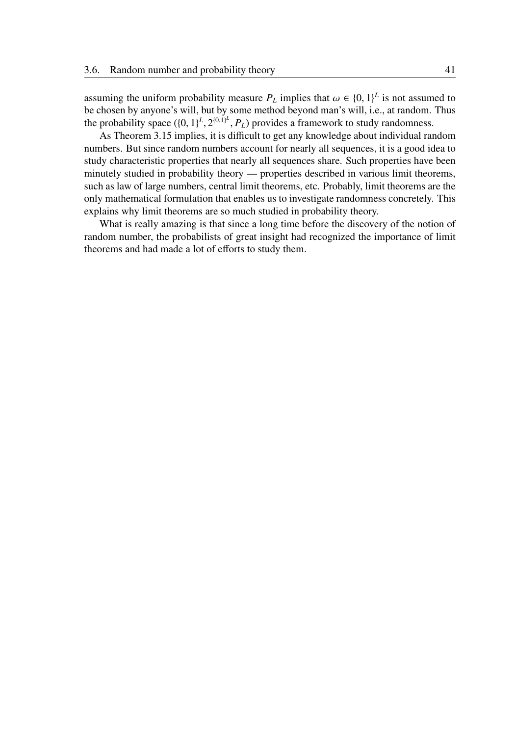assuming the uniform probability measure $P_L$ implies that $\omega \in \{0,1\}^L$ is not assumed to be chosen by anyone's will, but by some method beyond man's will, i.e., at random. Thus the probability space $(\{0,1\}^L, 2^{\{0,1\}^L}, P_L)$ provides a framework to study randomness.

As Theorem 3.15 implies, it is difficult to get any knowledge about individual random numbers. But since random numbers account for nearly all sequences, it is a good idea to study characteristic properties that nearly all sequences share. Such properties have been minutely studied in probability theory — properties described in various limit theorems, such as law of large numbers, central limit theorems, etc. Probably, limit theorems are the only mathematical formulation that enables us to investigate randomness concretely. This explains why limit theorems are so much studied in probability theory.

What is really amazing is that since a long time before the discovery of the notion of random number, the probabilists of great insight had recognized the importance of limit theorems and had made a lot of efforts to study them.